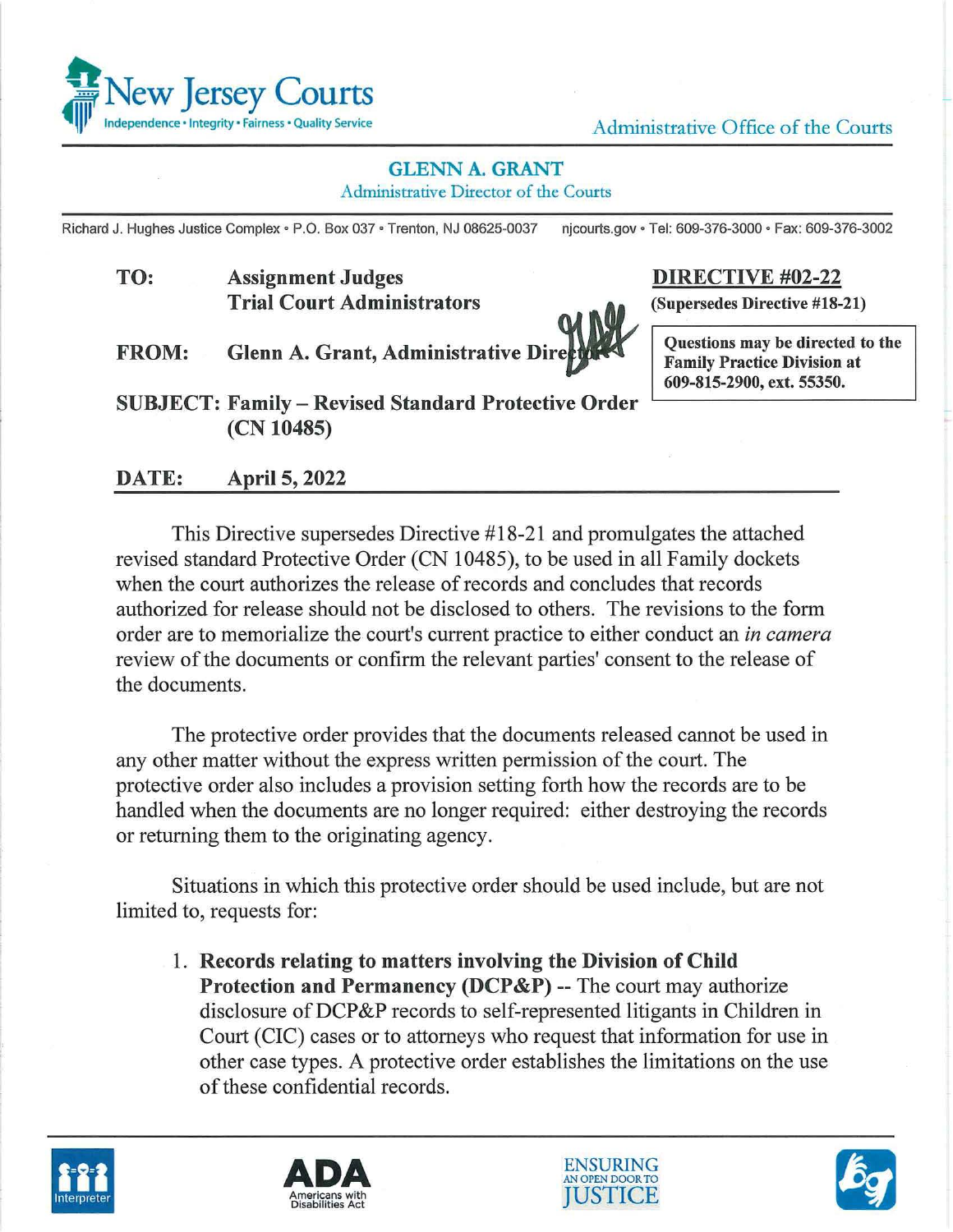# New Jersey Courts

Independence • Integrity • Fairness • Quality Service

Administrative Office of the Courts

**GLENN A. GRANT**
Administrative Director of the Courts

Richard J. Hughes Justice Complex • P.O. Box 037 • Trenton, NJ 08625-0037 njcourts.gov • Tel: 609-376-3000 • Fax: 609-376-3002

**TO:** **Assignment Judges**
**Trial Court Administrators**

**FROM:** **Glenn A. Grant, Administrative Director**

**SUBJECT: Family – Revised Standard Protective Order (CN 10485)**

**DATE: April 5, 2022**

**DIRECTIVE #02-22**
**(Supersedes Directive #18-21)**

**Questions may be directed to the Family Practice Division at 609-815-2900, ext. 55350.**

This Directive supersedes Directive #18-21 and promulgates the attached revised standard Protective Order (CN 10485), to be used in all Family dockets when the court authorizes the release of records and concludes that records authorized for release should not be disclosed to others. The revisions to the form order are to memorialize the court's current practice to either conduct an *in camera* review of the documents or confirm the relevant parties' consent to the release of the documents.

The protective order provides that the documents released cannot be used in any other matter without the express written permission of the court. The protective order also includes a provision setting forth how the records are to be handled when the documents are no longer required: either destroying the records or returning them to the originating agency.

Situations in which this protective order should be used include, but are not limited to, requests for:

1. **Records relating to matters involving the Division of Child Protection and Permanency (DCP&P)** -- The court may authorize disclosure of DCP&P records to self-represented litigants in Children in Court (CIC) cases or to attorneys who request that information for use in other case types. A protective order establishes the limitations on the use of these confidential records.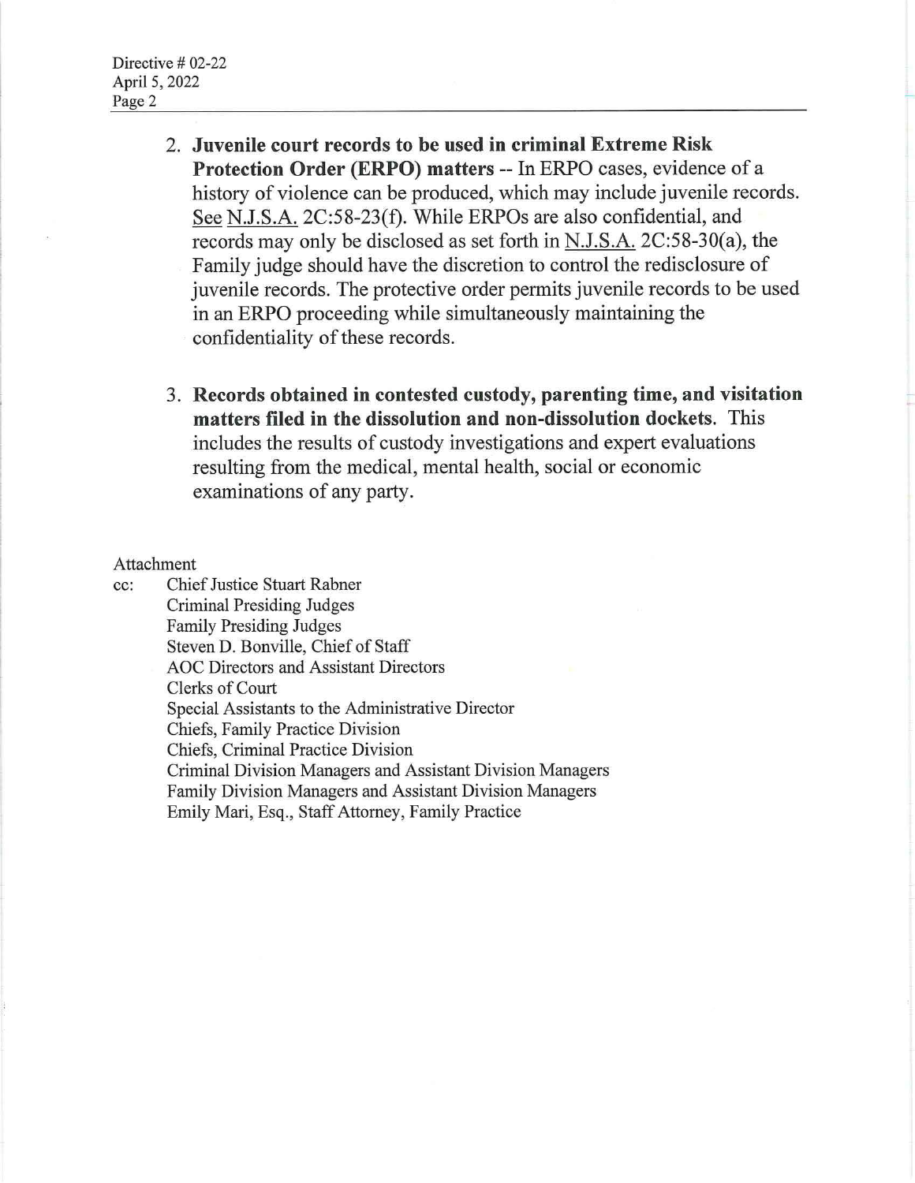2. **Juvenile court records to be used in criminal Extreme Risk Protection Order (ERPO) matters** -- In ERPO cases, evidence of a history of violence can be produced, which may include juvenile records. See N.J.S.A. 2C:58-23(f). While ERPOs are also confidential, and records may only be disclosed as set forth in N.J.S.A. 2C:58-30(a), the Family judge should have the discretion to control the redisclosure of juvenile records. The protective order permits juvenile records to be used in an ERPO proceeding while simultaneously maintaining the confidentiality of these records.

3. **Records obtained in contested custody, parenting time, and visitation matters filed in the dissolution and non-dissolution dockets.** This includes the results of custody investigations and expert evaluations resulting from the medical, mental health, social or economic examinations of any party.

Attachment

cc: Chief Justice Stuart Rabner
Criminal Presiding Judges
Family Presiding Judges
Steven D. Bonville, Chief of Staff
AOC Directors and Assistant Directors
Clerks of Court
Special Assistants to the Administrative Director
Chiefs, Family Practice Division
Chiefs, Criminal Practice Division
Criminal Division Managers and Assistant Division Managers
Family Division Managers and Assistant Division Managers
Emily Mari, Esq., Staff Attorney, Family Practice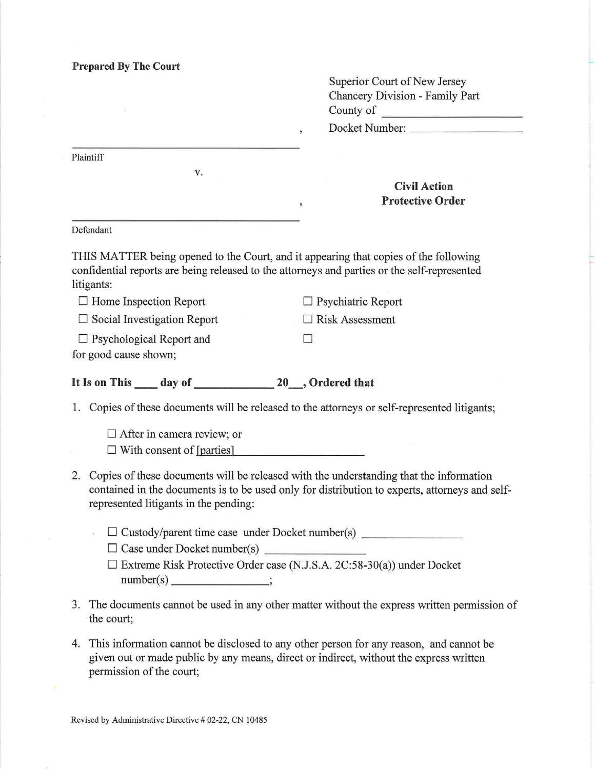**Prepared By The Court**

Superior Court of New Jersey
Chancery Division - Family Part
County of \_\_\_\_\_\_\_\_\_\_\_\_\_\_\_\_\_\_\_\_
Docket Number: \_\_\_\_\_\_\_\_\_\_\_\_\_\_\_\_\_\_

\_\_\_\_\_\_\_\_\_\_\_\_\_\_\_\_\_\_\_\_\_\_\_\_\_\_\_\_\_\_\_\_\_\_\_\_\_\_\_\_,
Plaintiff

v.

\_\_\_\_\_\_\_\_\_\_\_\_\_\_\_\_\_\_\_\_\_\_\_\_\_\_\_\_\_\_\_\_\_\_\_\_\_\_\_\_,
Defendant

**Civil Action**
**Protective Order**

THIS MATTER being opened to the Court, and it appearing that copies of the following confidential reports are being released to the attorneys and parties or the self-represented litigants:

☐ Home Inspection Report
☐ Social Investigation Report
☐ Psychological Report and
☐ Psychiatric Report
☐ Risk Assessment
☐

for good cause shown;

**It Is on This \_\_\_\_ day of \_\_\_\_\_\_\_\_\_\_\_\_\_ 20\_\_, Ordered that**

1. Copies of these documents will be released to the attorneys or self-represented litigants;

   ☐ After in camera review; or
   ☐ With consent of [parties] \_\_\_\_\_\_\_\_\_\_\_\_\_\_\_\_\_\_\_\_\_

2. Copies of these documents will be released with the understanding that the information contained in the documents is to be used only for distribution to experts, attorneys and self-represented litigants in the pending:

   ☐ Custody/parent time case under Docket number(s) \_\_\_\_\_\_\_\_\_\_\_\_\_\_\_\_
   ☐ Case under Docket number(s) \_\_\_\_\_\_\_\_\_\_\_\_\_\_\_\_
   ☐ Extreme Risk Protective Order case (N.J.S.A. 2C:58-30(a)) under Docket number(s) \_\_\_\_\_\_\_\_\_\_\_\_\_\_\_\_;

3. The documents cannot be used in any other matter without the express written permission of the court;

4. This information cannot be disclosed to any other person for any reason, and cannot be given out or made public by any means, direct or indirect, without the express written permission of the court;

Revised by Administrative Directive # 02-22, CN 10485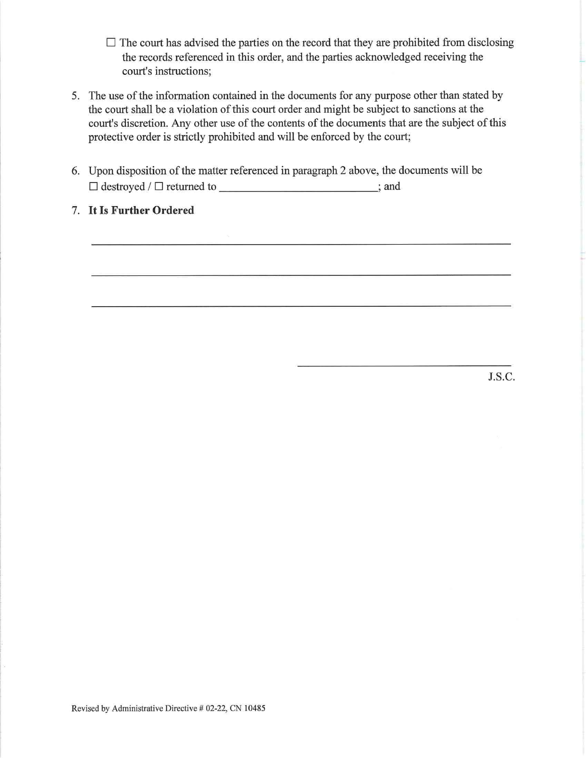☐ The court has advised the parties on the record that they are prohibited from disclosing the records referenced in this order, and the parties acknowledged receiving the court's instructions;

5. The use of the information contained in the documents for any purpose other than stated by the court shall be a violation of this court order and might be subject to sanctions at the court's discretion. Any other use of the contents of the documents that are the subject of this protective order is strictly prohibited and will be enforced by the court;

6. Upon disposition of the matter referenced in paragraph 2 above, the documents will be ☐ destroyed / ☐ returned to ___________________________; and

7. **It Is Further Ordered**

_______________________________________________________________________

_______________________________________________________________________

_______________________________________________________________________

_______________________________

J.S.C.

Revised by Administrative Directive # 02-22, CN 10485